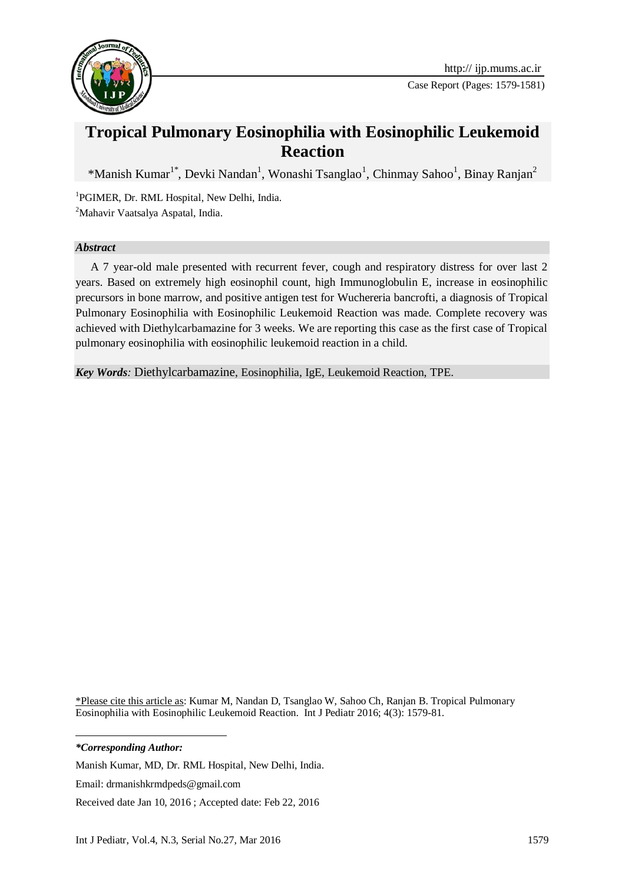Case Report

# Tropical Pulmonary Eosinophilia with Eosinophilic Leukemoid Reaction

*Manish Kumar[1*], Devki Nandan[1], Wonashi Tsanglao[1], Chinmay Sahoo[1], Binay Ranjan[2]

[1]PGIMER, Dr. RML Hospital, New Delhi, India.

[2]Mahavir Vaatsalya Aspatal, India.

***Abstract***

A 7 year-old male presented with recurrent fever, cough and respiratory distress for over last 2 years. Based on extremely high eosinophil count, high Immunoglobulin E, increase in eosinophilic precursors in bone marrow, and positive antigen test for Wuchereria bancrofti, a diagnosis of Tropical Pulmonary Eosinophilia with Eosinophilic Leukemoid Reaction was made. Complete recovery was achieved with Diethylcarbamazine for 3 weeks. We are reporting this case as the first case of Tropical pulmonary eosinophilia with eosinophilic leukemoid reaction in a child.

***Key Words**:* Diethylcarbamazine, Eosinophilia, IgE, Leukemoid Reaction, TPE.

*Please cite this article as: Kumar M, Nandan D, Tsanglao W, Sahoo Ch, Ranjan B. Tropical Pulmonary Eosinophilia with Eosinophilic Leukemoid Reaction. Int J Pediatr 2016; 4(3): 1579-81.

***\*Corresponding Author:***

Manish Kumar, MD, Dr. RML Hospital, New Delhi, India.

Email: drmanishkrmdpeds@gmail.com

Received date Jan 10, 2016 ; Accepted date: Feb 22, 2016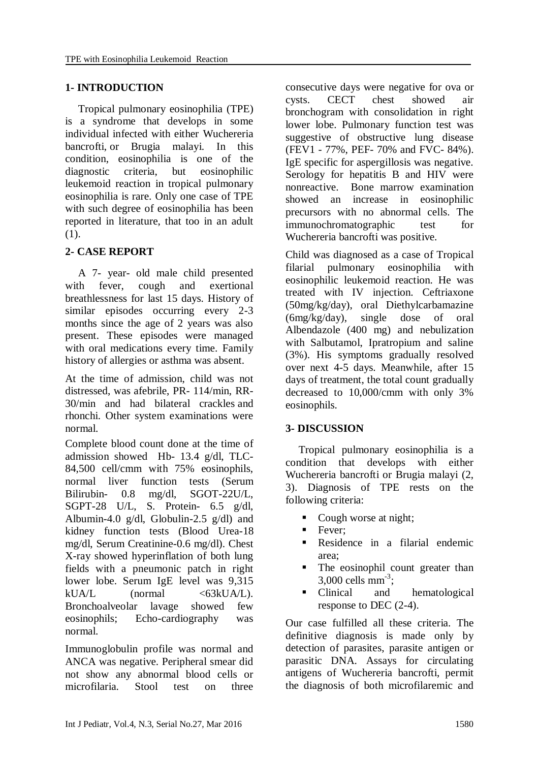## 1- INTRODUCTION

Tropical pulmonary eosinophilia (TPE) is a syndrome that develops in some individual infected with either Wuchereria bancrofti, or Brugia malayi. In this condition, eosinophilia is one of the diagnostic criteria, but eosinophilic leukemoid reaction in tropical pulmonary eosinophilia is rare. Only one case of TPE with such degree of eosinophilia has been reported in literature, that too in an adult (1).

## 2- CASE REPORT

A 7- year- old male child presented with fever, cough and exertional breathlessness for last 15 days. History of similar episodes occurring every 2-3 months since the age of 2 years was also present. These episodes were managed with oral medications every time. Family history of allergies or asthma was absent.

At the time of admission, child was not distressed, was afebrile, PR- 114/min, RR- 30/min and had bilateral crackles and rhonchi. Other system examinations were normal.

Complete blood count done at the time of admission showed Hb- 13.4 g/dl, TLC- 84,500 cell/cmm with 75% eosinophils, normal liver function tests (Serum Bilirubin- 0.8 mg/dl, SGOT-22U/L, SGPT-28 U/L, S. Protein- 6.5 g/dl, Albumin-4.0 g/dl, Globulin-2.5 g/dl) and kidney function tests (Blood Urea-18 mg/dl, Serum Creatinine-0.6 mg/dl). Chest X-ray showed hyperinflation of both lung fields with a pneumonic patch in right lower lobe. Serum IgE level was 9,315 kUA/L (normal <63kUA/L). Bronchoalveolar lavage showed few eosinophils; Echo-cardiography was normal.

Immunoglobulin profile was normal and ANCA was negative. Peripheral smear did not show any abnormal blood cells or microfilaria. Stool test on three consecutive days were negative for ova or cysts. CECT chest showed air bronchogram with consolidation in right lower lobe. Pulmonary function test was suggestive of obstructive lung disease (FEV1 - 77%, PEF- 70% and FVC- 84%). IgE specific for aspergillosis was negative. Serology for hepatitis B and HIV were nonreactive. Bone marrow examination showed an increase in eosinophilic precursors with no abnormal cells. The immunochromatographic test for Wuchereria bancrofti was positive.

Child was diagnosed as a case of Tropical filarial pulmonary eosinophilia with eosinophilic leukemoid reaction. He was treated with IV injection. Ceftriaxone (50mg/kg/day), oral Diethylcarbamazine (6mg/kg/day), single dose of oral Albendazole (400 mg) and nebulization with Salbutamol, Ipratropium and saline (3%). His symptoms gradually resolved over next 4-5 days. Meanwhile, after 15 days of treatment, the total count gradually decreased to 10,000/cmm with only 3% eosinophils.

## 3- DISCUSSION

Tropical pulmonary eosinophilia is a condition that develops with either Wuchereria bancrofti or Brugia malayi (2, 3). Diagnosis of TPE rests on the following criteria:

- Cough worse at night;
- Fever;
- Residence in a filarial endemic area;
- The eosinophil count greater than 3,000 cells $mm^{-3}$;
- Clinical and hematological response to DEC (2-4).

Our case fulfilled all these criteria. The definitive diagnosis is made only by detection of parasites, parasite antigen or parasitic DNA. Assays for circulating antigens of Wuchereria bancrofti, permit the diagnosis of both microfilaremic and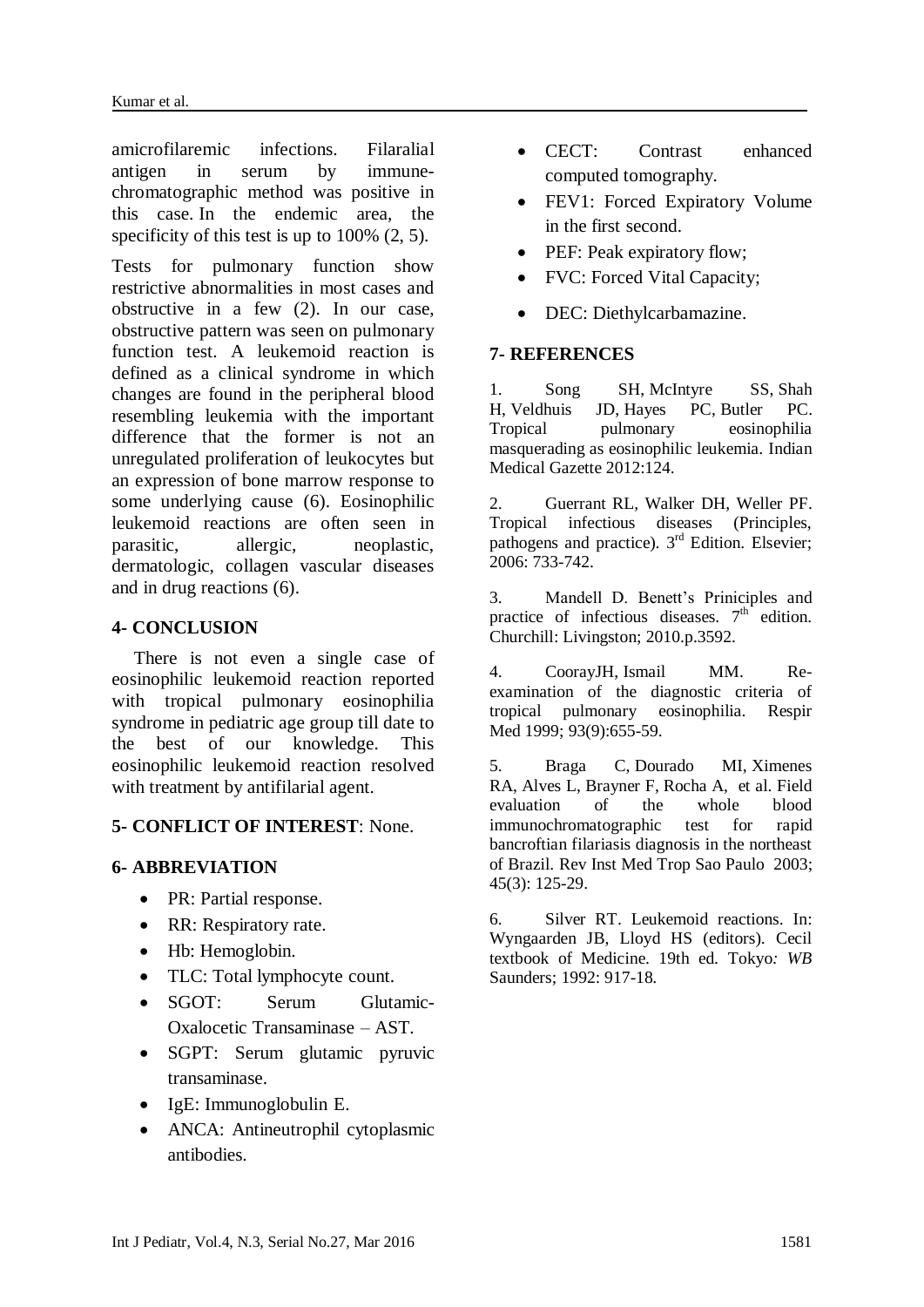amicrofilaremic infections. Filaralial antigen in serum by immune-chromatographic method was positive in this case. In the endemic area, the specificity of this test is up to 100% (2, 5).

Tests for pulmonary function show restrictive abnormalities in most cases and obstructive in a few (2). In our case, obstructive pattern was seen on pulmonary function test. A leukemoid reaction is defined as a clinical syndrome in which changes are found in the peripheral blood resembling leukemia with the important difference that the former is not an unregulated proliferation of leukocytes but an expression of bone marrow response to some underlying cause (6). Eosinophilic leukemoid reactions are often seen in parasitic, allergic, neoplastic, dermatologic, collagen vascular diseases and in drug reactions (6).

## 4- CONCLUSION

There is not even a single case of eosinophilic leukemoid reaction reported with tropical pulmonary eosinophilia syndrome in pediatric age group till date to the best of our knowledge. This eosinophilic leukemoid reaction resolved with treatment by antifilarial agent.

## 5- CONFLICT OF INTEREST: None.

## 6- ABBREVIATION

- PR: Partial response.
- RR: Respiratory rate.
- Hb: Hemoglobin.
- TLC: Total lymphocyte count.
- SGOT: Serum Glutamic-Oxalocetic Transaminase – AST.
- SGPT: Serum glutamic pyruvic transaminase.
- IgE: Immunoglobulin E.
- ANCA: Antineutrophil cytoplasmic antibodies.
- CECT: Contrast enhanced computed tomography.
- FEV1: Forced Expiratory Volume in the first second.
- PEF: Peak expiratory flow;
- FVC: Forced Vital Capacity;
- DEC: Diethylcarbamazine.

## 7- REFERENCES

1. Song SH, McIntyre SS, Shah H, Veldhuis JD, Hayes PC, Butler PC. Tropical pulmonary eosinophilia masquerading as eosinophilic leukemia. Indian Medical Gazette 2012:124.

2. Guerrant RL, Walker DH, Weller PF. Tropical infectious diseases (Principles, pathogens and practice). 3rd Edition. Elsevier; 2006: 733-742.

3. Mandell D. Benett's Priniciples and practice of infectious diseases. 7th edition. Churchill: Livingston; 2010.p.3592.

4. CoorayJH, Ismail MM. Re-examination of the diagnostic criteria of tropical pulmonary eosinophilia. Respir Med 1999; 93(9):655-59.

5. Braga C, Dourado MI, Ximenes RA, Alves L, Brayner F, Rocha A, et al. Field evaluation of the whole blood immunochromatographic test for rapid bancroftian filariasis diagnosis in the northeast of Brazil. Rev Inst Med Trop Sao Paulo 2003; 45(3): 125-29.

6. Silver RT. Leukemoid reactions. In: Wyngaarden JB, Lloyd HS (editors). Cecil textbook of Medicine. 19th ed. Tokyo*: WB* Saunders; 1992: 917-18.